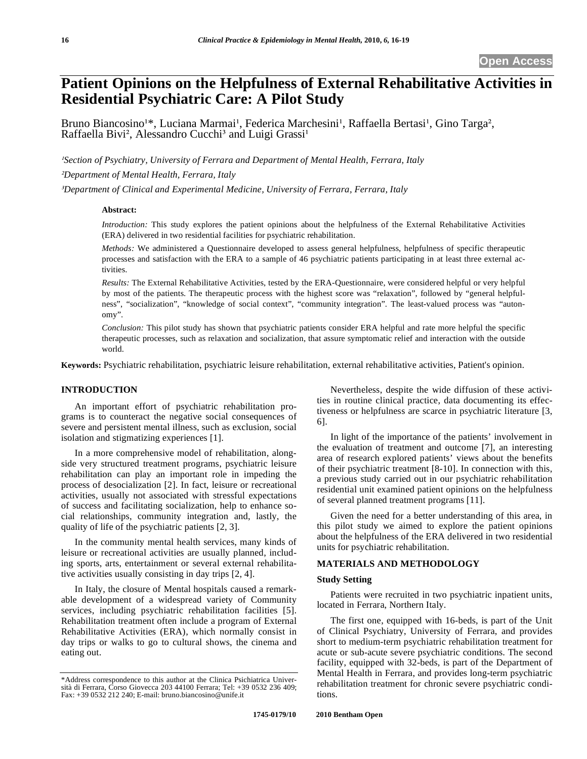# Patient Opinions on the Helpfulness of External Rehabilitative Activities in Residential Psychiatric Care: A Pilot Study

Bruno Biancosino[1]*, Luciana Marmai[1], Federica Marchesini[1], Raffaella Bertasi[1], Gino Targa[2], Raffaella Bivi[2], Alessandro Cucchi[3] and Luigi Grassi[1]

[1]*Section of Psychiatry, University of Ferrara and Department of Mental Health, Ferrara, Italy*

[2]*Department of Mental Health, Ferrara, Italy*

[3]*Department of Clinical and Experimental Medicine, University of Ferrara, Ferrara, Italy*

**Abstract:**

*Introduction:* This study explores the patient opinions about the helpfulness of the External Rehabilitative Activities (ERA) delivered in two residential facilities for psychiatric rehabilitation.

*Methods:* We administered a Questionnaire developed to assess general helpfulness, helpfulness of specific therapeutic processes and satisfaction with the ERA to a sample of 46 psychiatric patients participating in at least three external activities.

*Results:* The External Rehabilitative Activities, tested by the ERA-Questionnaire, were considered helpful or very helpful by most of the patients. The therapeutic process with the highest score was "relaxation", followed by "general helpfulness", "socialization", "knowledge of social context", "community integration". The least-valued process was "autonomy".

*Conclusion:* This pilot study has shown that psychiatric patients consider ERA helpful and rate more helpful the specific therapeutic processes, such as relaxation and socialization, that assure symptomatic relief and interaction with the outside world.

**Keywords:** Psychiatric rehabilitation, psychiatric leisure rehabilitation, external rehabilitative activities, Patient's opinion.

## INTRODUCTION

An important effort of psychiatric rehabilitation programs is to counteract the negative social consequences of severe and persistent mental illness, such as exclusion, social isolation and stigmatizing experiences [1].

In a more comprehensive model of rehabilitation, alongside very structured treatment programs, psychiatric leisure rehabilitation can play an important role in impeding the process of desocialization [2]. In fact, leisure or recreational activities, usually not associated with stressful expectations of success and facilitating socialization, help to enhance social relationships, community integration and, lastly, the quality of life of the psychiatric patients [2, 3].

In the community mental health services, many kinds of leisure or recreational activities are usually planned, including sports, arts, entertainment or several external rehabilitative activities usually consisting in day trips [2, 4].

In Italy, the closure of Mental hospitals caused a remarkable development of a widespread variety of Community services, including psychiatric rehabilitation facilities [5]. Rehabilitation treatment often include a program of External Rehabilitative Activities (ERA), which normally consist in day trips or walks to go to cultural shows, the cinema and eating out.

Nevertheless, despite the wide diffusion of these activities in routine clinical practice, data documenting its effectiveness or helpfulness are scarce in psychiatric literature [3, 6].

In light of the importance of the patients' involvement in the evaluation of treatment and outcome [7], an interesting area of research explored patients' views about the benefits of their psychiatric treatment [8-10]. In connection with this, a previous study carried out in our psychiatric rehabilitation residential unit examined patient opinions on the helpfulness of several planned treatment programs [11].

Given the need for a better understanding of this area, in this pilot study we aimed to explore the patient opinions about the helpfulness of the ERA delivered in two residential units for psychiatric rehabilitation.

## MATERIALS AND METHODOLOGY

### Study Setting

Patients were recruited in two psychiatric inpatient units, located in Ferrara, Northern Italy.

The first one, equipped with 16-beds, is part of the Unit of Clinical Psychiatry, University of Ferrara, and provides short to medium-term psychiatric rehabilitation treatment for acute or sub-acute severe psychiatric conditions. The second facility, equipped with 32-beds, is part of the Department of Mental Health in Ferrara, and provides long-term psychiatric rehabilitation treatment for chronic severe psychiatric conditions.

*Address correspondence to this author at the Clinica Psichiatrica Università di Ferrara, Corso Giovecca 203 44100 Ferrara; Tel: +39 0532 236 409; Fax: +39 0532 212 240; E-mail: bruno.biancosino@unife.it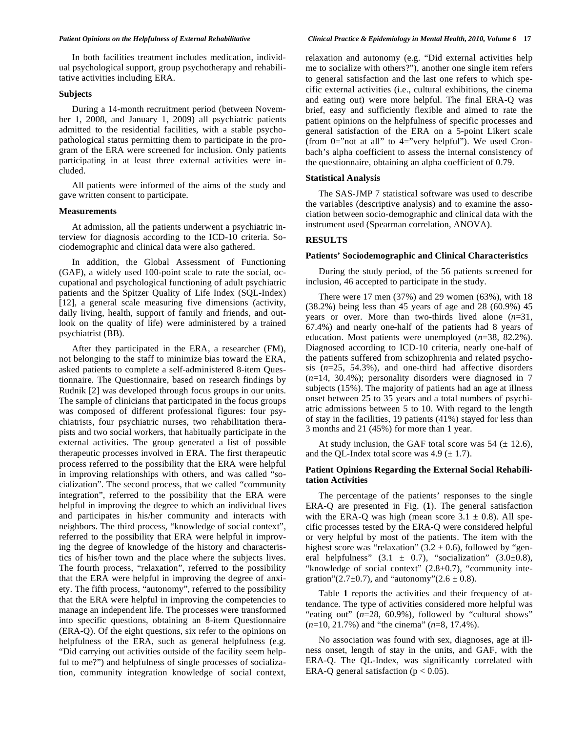In both facilities treatment includes medication, individual psychological support, group psychotherapy and rehabilitative activities including ERA.

### Subjects

During a 14-month recruitment period (between November 1, 2008, and January 1, 2009) all psychiatric patients admitted to the residential facilities, with a stable psychopathological status permitting them to participate in the program of the ERA were screened for inclusion. Only patients participating in at least three external activities were included.

All patients were informed of the aims of the study and gave written consent to participate.

### Measurements

At admission, all the patients underwent a psychiatric interview for diagnosis according to the ICD-10 criteria. Sociodemographic and clinical data were also gathered.

In addition, the Global Assessment of Functioning (GAF), a widely used 100-point scale to rate the social, occupational and psychological functioning of adult psychiatric patients and the Spitzer Quality of Life Index (SQL-Index) [12], a general scale measuring five dimensions (activity, daily living, health, support of family and friends, and outlook on the quality of life) were administered by a trained psychiatrist (BB).

After they participated in the ERA, a researcher (FM), not belonging to the staff to minimize bias toward the ERA, asked patients to complete a self-administered 8-item Questionnaire. The Questionnaire, based on research findings by Rudnik [2] was developed through focus groups in our units. The sample of clinicians that participated in the focus groups was composed of different professional figures: four psychiatrists, four psychiatric nurses, two rehabilitation therapists and two social workers, that habitually participate in the external activities. The group generated a list of possible therapeutic processes involved in ERA. The first therapeutic process referred to the possibility that the ERA were helpful in improving relationships with others, and was called "socialization". The second process, that we called "community integration", referred to the possibility that the ERA were helpful in improving the degree to which an individual lives and participates in his/her community and interacts with neighbors. The third process, "knowledge of social context", referred to the possibility that ERA were helpful in improving the degree of knowledge of the history and characteristics of his/her town and the place where the subjects lives. The fourth process, "relaxation", referred to the possibility that the ERA were helpful in improving the degree of anxiety. The fifth process, "autonomy", referred to the possibility that the ERA were helpful in improving the competencies to manage an independent life. The processes were transformed into specific questions, obtaining an 8-item Questionnaire (ERA-Q). Of the eight questions, six refer to the opinions on helpfulness of the ERA, such as general helpfulness (e.g. "Did carrying out activities outside of the facility seem helpful to me?") and helpfulness of single processes of socialization, community integration knowledge of social context, relaxation and autonomy (e.g. "Did external activities help me to socialize with others?"), another one single item refers to general satisfaction and the last one refers to which specific external activities (i.e., cultural exhibitions, the cinema and eating out) were more helpful. The final ERA-Q was brief, easy and sufficiently flexible and aimed to rate the patient opinions on the helpfulness of specific processes and general satisfaction of the ERA on a 5-point Likert scale (from 0="not at all" to 4="very helpful"). We used Cronbach's alpha coefficient to assess the internal consistency of the questionnaire, obtaining an alpha coefficient of 0.79.

### Statistical Analysis

The SAS-JMP 7 statistical software was used to describe the variables (descriptive analysis) and to examine the association between socio-demographic and clinical data with the instrument used (Spearman correlation, ANOVA).

## RESULTS

### Patients' Sociodemographic and Clinical Characteristics

During the study period, of the 56 patients screened for inclusion, 46 accepted to participate in the study.

There were 17 men (37%) and 29 women (63%), with 18 (38.2%) being less than 45 years of age and 28 (60.9%) 45 years or over. More than two-thirds lived alone (*n*=31, 67.4%) and nearly one-half of the patients had 8 years of education. Most patients were unemployed (*n*=38, 82.2%). Diagnosed according to ICD-10 criteria, nearly one-half of the patients suffered from schizophrenia and related psychosis (*n*=25, 54.3%), and one-third had affective disorders (*n*=14, 30.4%); personality disorders were diagnosed in 7 subjects (15%). The majority of patients had an age at illness onset between 25 to 35 years and a total numbers of psychiatric admissions between 5 to 10. With regard to the length of stay in the facilities, 19 patients (41%) stayed for less than 3 months and 21 (45%) for more than 1 year.

At study inclusion, the GAF total score was 54 ($\pm$ 12.6), and the QL-Index total score was 4.9 ($\pm$ 1.7).

### Patient Opinions Regarding the External Social Rehabilitation Activities

The percentage of the patients' responses to the single ERA-Q are presented in Fig. (**1**). The general satisfaction with the ERA-Q was high (mean score $3.1 \pm 0.8$). All specific processes tested by the ERA-Q were considered helpful or very helpful by most of the patients. The item with the highest score was "relaxation" ($3.2 \pm 0.6$), followed by "general helpfulness" ($3.1 \pm 0.7$), "socialization" ($3.0\pm0.8$), "knowledge of social context" ($2.8\pm0.7$), "community integration"($2.7\pm0.7$), and "autonomy"($2.6 \pm 0.8$).

Table **1** reports the activities and their frequency of attendance. The type of activities considered more helpful was "eating out" (*n*=28, 60.9%), followed by "cultural shows" (*n*=10, 21.7%) and "the cinema" (*n*=8, 17.4%).

No association was found with sex, diagnoses, age at illness onset, length of stay in the units, and GAF, with the ERA-Q. The QL-Index, was significantly correlated with ERA-Q general satisfaction ($p < 0.05$).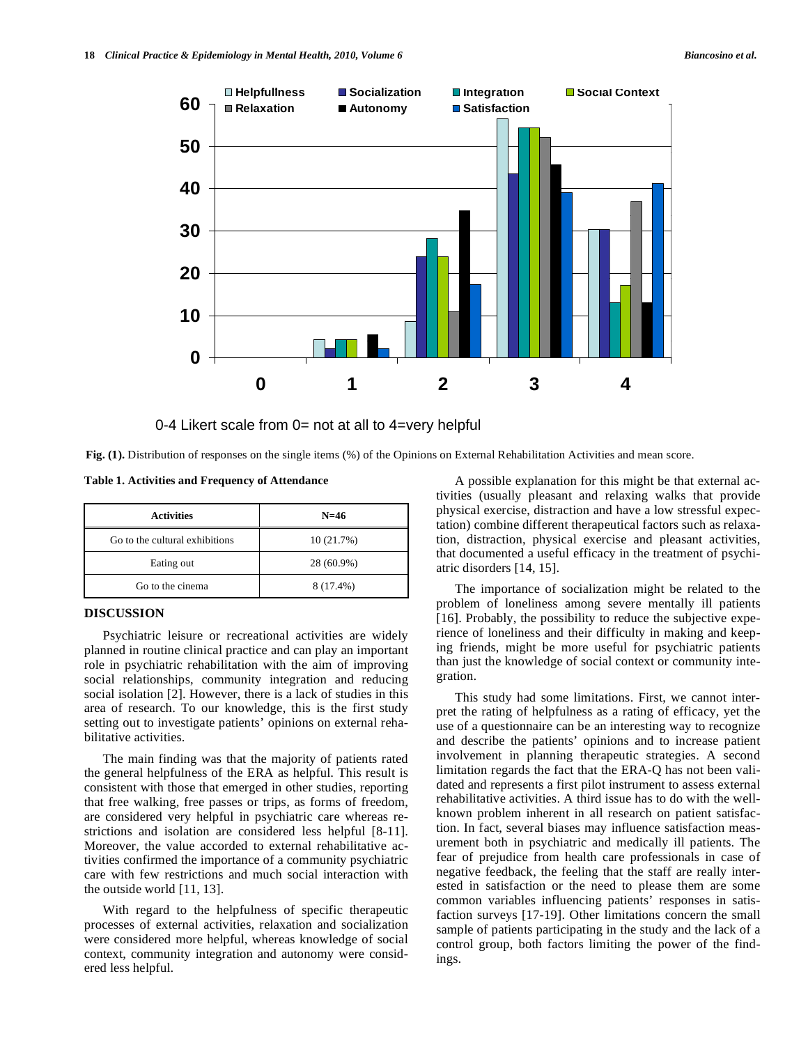0-4 Likert scale from 0= not at all to 4=very helpful

**Fig. (1).** Distribution of responses on the single items (%) of the Opinions on External Rehabilitation Activities and mean score.

**Table 1. Activities and Frequency of Attendance**

| Activities | N=46 |
|---|---|
| Go to the cultural exhibitions | 10 (21.7%) |
| Eating out | 28 (60.9%) |
| Go to the cinema | 8 (17.4%) |

## DISCUSSION

Psychiatric leisure or recreational activities are widely planned in routine clinical practice and can play an important role in psychiatric rehabilitation with the aim of improving social relationships, community integration and reducing social isolation [2]. However, there is a lack of studies in this area of research. To our knowledge, this is the first study setting out to investigate patients' opinions on external rehabilitative activities.

The main finding was that the majority of patients rated the general helpfulness of the ERA as helpful. This result is consistent with those that emerged in other studies, reporting that free walking, free passes or trips, as forms of freedom, are considered very helpful in psychiatric care whereas restrictions and isolation are considered less helpful [8-11]. Moreover, the value accorded to external rehabilitative activities confirmed the importance of a community psychiatric care with few restrictions and much social interaction with the outside world [11, 13].

With regard to the helpfulness of specific therapeutic processes of external activities, relaxation and socialization were considered more helpful, whereas knowledge of social context, community integration and autonomy were considered less helpful.

A possible explanation for this might be that external activities (usually pleasant and relaxing walks that provide physical exercise, distraction and have a low stressful expectation) combine different therapeutical factors such as relaxation, distraction, physical exercise and pleasant activities, that documented a useful efficacy in the treatment of psychiatric disorders [14, 15].

The importance of socialization might be related to the problem of loneliness among severe mentally ill patients [16]. Probably, the possibility to reduce the subjective experience of loneliness and their difficulty in making and keeping friends, might be more useful for psychiatric patients than just the knowledge of social context or community integration.

This study had some limitations. First, we cannot interpret the rating of helpfulness as a rating of efficacy, yet the use of a questionnaire can be an interesting way to recognize and describe the patients' opinions and to increase patient involvement in planning therapeutic strategies. A second limitation regards the fact that the ERA-Q has not been validated and represents a first pilot instrument to assess external rehabilitative activities. A third issue has to do with the well-known problem inherent in all research on patient satisfaction. In fact, several biases may influence satisfaction measurement both in psychiatric and medically ill patients. The fear of prejudice from health care professionals in case of negative feedback, the feeling that the staff are really interested in satisfaction or the need to please them are some common variables influencing patients' responses in satisfaction surveys [17-19]. Other limitations concern the small sample of patients participating in the study and the lack of a control group, both factors limiting the power of the findings.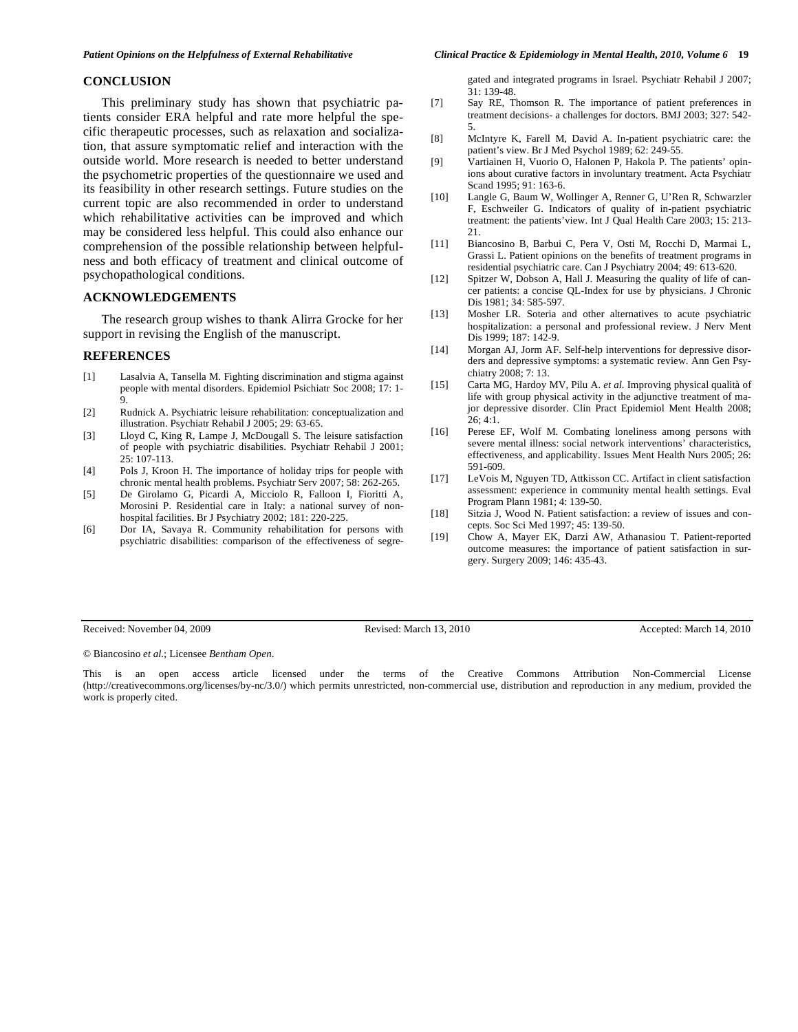## CONCLUSION

This preliminary study has shown that psychiatric patients consider ERA helpful and rate more helpful the specific therapeutic processes, such as relaxation and socialization, that assure symptomatic relief and interaction with the outside world. More research is needed to better understand the psychometric properties of the questionnaire we used and its feasibility in other research settings. Future studies on the current topic are also recommended in order to understand which rehabilitative activities can be improved and which may be considered less helpful. This could also enhance our comprehension of the possible relationship between helpfulness and both efficacy of treatment and clinical outcome of psychopathological conditions.

## ACKNOWLEDGEMENTS

The research group wishes to thank Alirra Grocke for her support in revising the English of the manuscript.

## REFERENCES

[1] Lasalvia A, Tansella M. Fighting discrimination and stigma against people with mental disorders. Epidemiol Psichiatr Soc 2008; 17: 1-9.

[2] Rudnick A. Psychiatric leisure rehabilitation: conceptualization and illustration. Psychiatr Rehabil J 2005; 29: 63-65.

[3] Lloyd C, King R, Lampe J, McDougall S. The leisure satisfaction of people with psychiatric disabilities. Psychiatr Rehabil J 2001; 25: 107-113.

[4] Pols J, Kroon H. The importance of holiday trips for people with chronic mental health problems. Psychiatr Serv 2007; 58: 262-265.

[5] De Girolamo G, Picardi A, Micciolo R, Falloon I, Fioritti A, Morosini P. Residential care in Italy: a national survey of non-hospital facilities. Br J Psychiatry 2002; 181: 220-225.

[6] Dor IA, Savaya R. Community rehabilitation for persons with psychiatric disabilities: comparison of the effectiveness of segregated and integrated programs in Israel. Psychiatr Rehabil J 2007; 31: 139-48.

[7] Say RE, Thomson R. The importance of patient preferences in treatment decisions- a challenges for doctors. BMJ 2003; 327: 542-5.

[8] McIntyre K, Farell M, David A. In-patient psychiatric care: the patient's view. Br J Med Psychol 1989; 62: 249-55.

[9] Vartiainen H, Vuorio O, Halonen P, Hakola P. The patients' opinions about curative factors in involuntary treatment. Acta Psychiatr Scand 1995; 91: 163-6.

[10] Langle G, Baum W, Wollinger A, Renner G, U'Ren R, Schwarzler F, Eschweiler G. Indicators of quality of in-patient psychiatric treatment: the patients'view. Int J Qual Health Care 2003; 15: 213-21.

[11] Biancosino B, Barbui C, Pera V, Osti M, Rocchi D, Marmai L, Grassi L. Patient opinions on the benefits of treatment programs in residential psychiatric care. Can J Psychiatry 2004; 49: 613-620.

[12] Spitzer W, Dobson A, Hall J. Measuring the quality of life of cancer patients: a concise QL-Index for use by physicians. J Chronic Dis 1981; 34: 585-597.

[13] Mosher LR. Soteria and other alternatives to acute psychiatric hospitalization: a personal and professional review. J Nerv Ment Dis 1999; 187: 142-9.

[14] Morgan AJ, Jorm AF. Self-help interventions for depressive disorders and depressive symptoms: a systematic review. Ann Gen Psychiatry 2008; 7: 13.

[15] Carta MG, Hardoy MV, Pilu A. *et al.* Improving physical qualità of life with group physical activity in the adjunctive treatment of major depressive disorder. Clin Pract Epidemiol Ment Health 2008; 26; 4:1.

[16] Perese EF, Wolf M. Combating loneliness among persons with severe mental illness: social network interventions' characteristics, effectiveness, and applicability. Issues Ment Health Nurs 2005; 26: 591-609.

[17] LeVois M, Nguyen TD, Attkisson CC. Artifact in client satisfaction assessment: experience in community mental health settings. Eval Program Plann 1981; 4: 139-50.

[18] Sitzia J, Wood N. Patient satisfaction: a review of issues and concepts. Soc Sci Med 1997; 45: 139-50.

[19] Chow A, Mayer EK, Darzi AW, Athanasiou T. Patient-reported outcome measures: the importance of patient satisfaction in surgery. Surgery 2009; 146: 435-43.

Received: November 04, 2009 Revised: March 13, 2010 Accepted: March 14, 2010

© Biancosino *et al.*; Licensee *Bentham Open*.

This is an open access article licensed under the terms of the Creative Commons Attribution Non-Commercial License (http://creativecommons.org/licenses/by-nc/3.0/) which permits unrestricted, non-commercial use, distribution and reproduction in any medium, provided the work is properly cited.